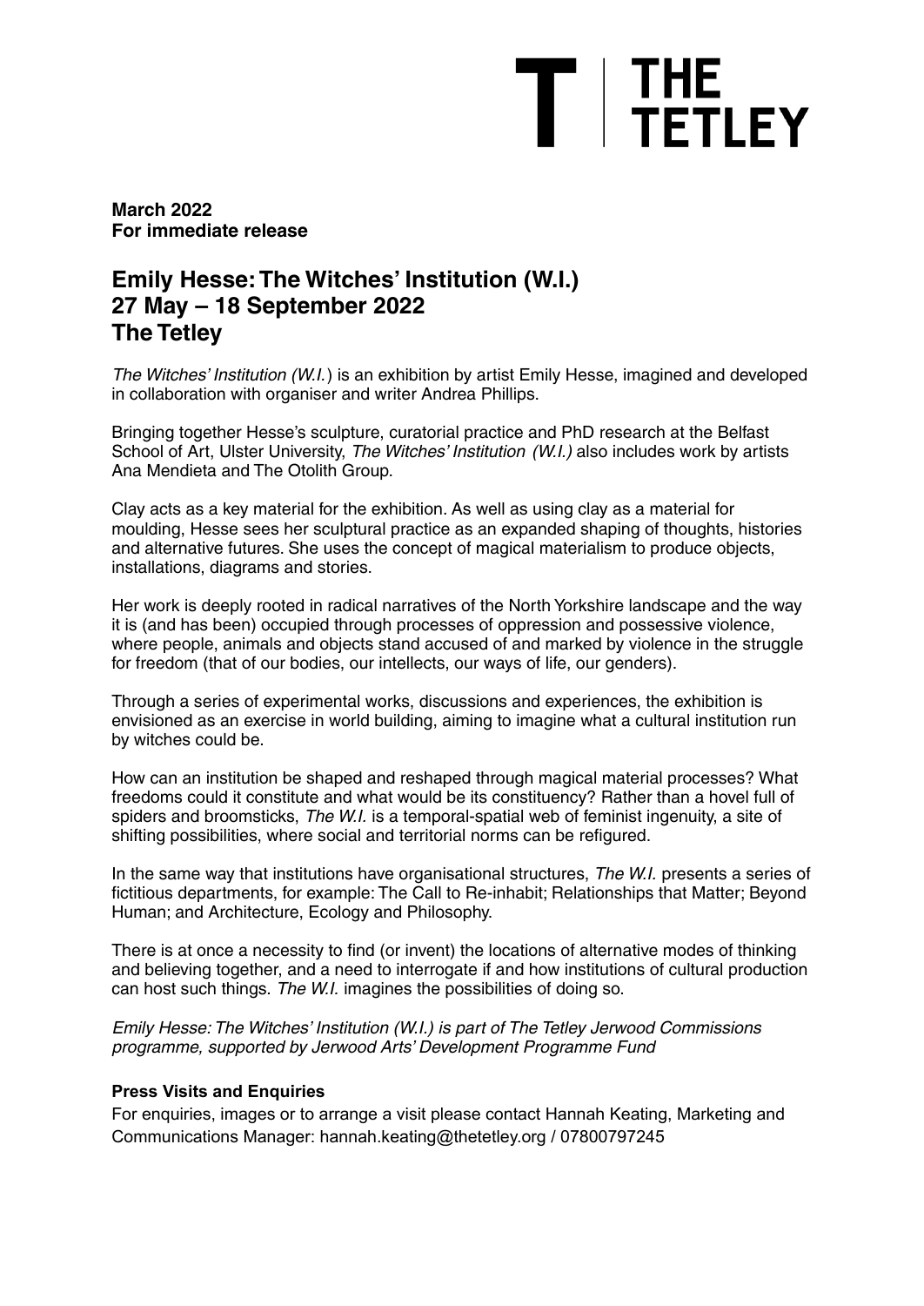T | THE TETLEY

**March 2022**
**For immediate release**

# Emily Hesse: The Witches' Institution (W.I.)
# 27 May – 18 September 2022
# The Tetley

*The Witches' Institution (W.I.*) is an exhibition by artist Emily Hesse, imagined and developed in collaboration with organiser and writer Andrea Phillips.

Bringing together Hesse's sculpture, curatorial practice and PhD research at the Belfast School of Art, Ulster University, *The Witches' Institution (W.I.)* also includes work by artists Ana Mendieta and The Otolith Group.

Clay acts as a key material for the exhibition. As well as using clay as a material for moulding, Hesse sees her sculptural practice as an expanded shaping of thoughts, histories and alternative futures. She uses the concept of magical materialism to produce objects, installations, diagrams and stories.

Her work is deeply rooted in radical narratives of the North Yorkshire landscape and the way it is (and has been) occupied through processes of oppression and possessive violence, where people, animals and objects stand accused of and marked by violence in the struggle for freedom (that of our bodies, our intellects, our ways of life, our genders).

Through a series of experimental works, discussions and experiences, the exhibition is envisioned as an exercise in world building, aiming to imagine what a cultural institution run by witches could be.

How can an institution be shaped and reshaped through magical material processes? What freedoms could it constitute and what would be its constituency? Rather than a hovel full of spiders and broomsticks, *The W.I.* is a temporal-spatial web of feminist ingenuity, a site of shifting possibilities, where social and territorial norms can be refigured.

In the same way that institutions have organisational structures, *The W.I.* presents a series of fictitious departments, for example: The Call to Re-inhabit; Relationships that Matter; Beyond Human; and Architecture, Ecology and Philosophy.

There is at once a necessity to find (or invent) the locations of alternative modes of thinking and believing together, and a need to interrogate if and how institutions of cultural production can host such things. *The W.I.* imagines the possibilities of doing so.

*Emily Hesse: The Witches' Institution (W.I.) is part of The Tetley Jerwood Commissions programme, supported by Jerwood Arts' Development Programme Fund*

**Press Visits and Enquiries**

For enquiries, images or to arrange a visit please contact Hannah Keating, Marketing and Communications Manager: hannah.keating@thetetley.org / 07800797245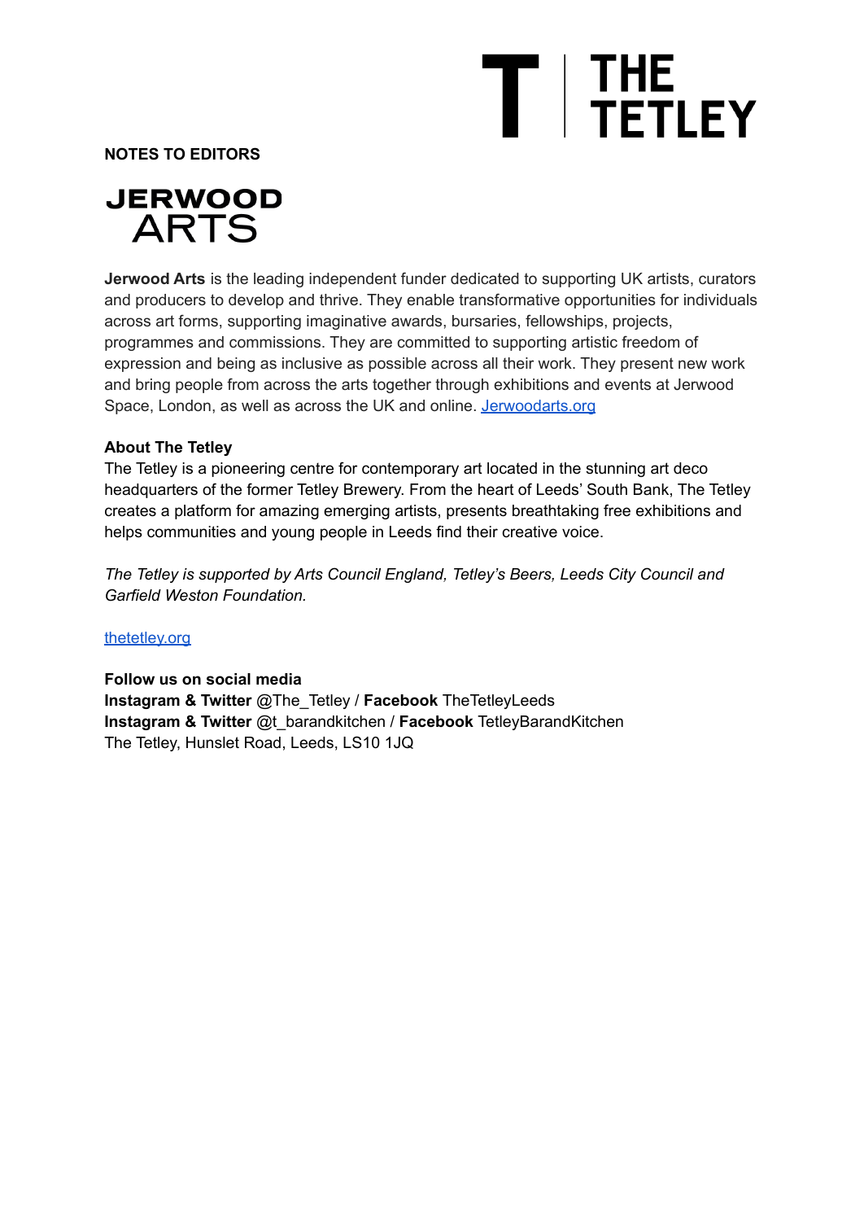**NOTES TO EDITORS**

**JERWOOD ARTS**

**Jerwood Arts** is the leading independent funder dedicated to supporting UK artists, curators and producers to develop and thrive. They enable transformative opportunities for individuals across art forms, supporting imaginative awards, bursaries, fellowships, projects, programmes and commissions. They are committed to supporting artistic freedom of expression and being as inclusive as possible across all their work. They present new work and bring people from across the arts together through exhibitions and events at Jerwood Space, London, as well as across the UK and online. [Jerwoodarts.org](https://jerwoodarts.org)

**About The Tetley**

The Tetley is a pioneering centre for contemporary art located in the stunning art deco headquarters of the former Tetley Brewery. From the heart of Leeds' South Bank, The Tetley creates a platform for amazing emerging artists, presents breathtaking free exhibitions and helps communities and young people in Leeds find their creative voice.

*The Tetley is supported by Arts Council England, Tetley's Beers, Leeds City Council and Garfield Weston Foundation.*

[thetetley.org](https://thetetley.org)

**Follow us on social media**
**Instagram & Twitter** @The_Tetley / **Facebook** TheTetleyLeeds
**Instagram & Twitter** @t_barandkitchen / **Facebook** TetleyBarandKitchen
The Tetley, Hunslet Road, Leeds, LS10 1JQ